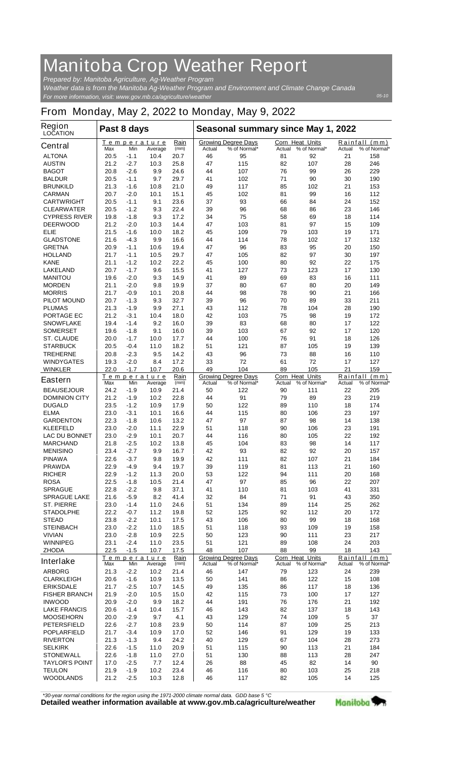# Manitoba Crop Weather Report

*Prepared by: Manitoba Agriculture, Ag-Weather Program*
*Weather data is from the Manitoba Ag-Weather Program and Environment and Climate Change Canada*
*For more information, visit: www.gov.mb.ca/agriculture/weather*

05-10

## From Monday, May 2, 2022 to Monday, May 9, 2022

| Region LOCATION | Past 8 days | | | | Seasonal summary since May 1, 2022 | | | | | |
|---|---|---|---|---|---|---|---|---|---|---|
| | Temperature | | | Rain | Growing Degree Days | | Corn Heat Units | | Rainfall (mm) | |
| **Central** | Max | Min | Average | (mm) | Actual | % of Normal* | Actual | % of Normal* | Actual | % of Normal* |
| ALTONA | 20.5 | -1.1 | 10.4 | 20.7 | 46 | 95 | 81 | 92 | 21 | 158 |
| AUSTIN | 21.2 | -2.7 | 10.3 | 25.8 | 47 | 115 | 82 | 107 | 28 | 246 |
| BAGOT | 20.8 | -2.6 | 9.9 | 24.6 | 44 | 107 | 76 | 99 | 26 | 229 |
| BALDUR | 20.5 | -1.1 | 9.7 | 29.7 | 41 | 102 | 71 | 90 | 30 | 190 |
| BRUNKILD | 21.3 | -1.6 | 10.8 | 21.0 | 49 | 117 | 85 | 102 | 21 | 153 |
| CARMAN | 20.7 | -2.0 | 10.1 | 15.1 | 45 | 102 | 81 | 99 | 16 | 112 |
| CARTWRIGHT | 20.5 | -1.1 | 9.1 | 23.6 | 37 | 93 | 66 | 84 | 24 | 152 |
| CLEARWATER | 20.5 | -1.2 | 9.3 | 22.4 | 39 | 96 | 68 | 86 | 23 | 146 |
| CYPRESS RIVER | 19.8 | -1.8 | 9.3 | 17.2 | 34 | 75 | 58 | 69 | 18 | 114 |
| DEERWOOD | 21.2 | -2.0 | 10.3 | 14.4 | 47 | 103 | 81 | 97 | 15 | 109 |
| ELIE | 21.5 | -1.6 | 10.0 | 18.2 | 45 | 109 | 79 | 103 | 19 | 171 |
| GLADSTONE | 21.6 | -4.3 | 9.9 | 16.6 | 44 | 114 | 78 | 102 | 17 | 132 |
| GRETNA | 20.9 | -1.1 | 10.6 | 19.4 | 47 | 96 | 83 | 95 | 20 | 150 |
| HOLLAND | 21.7 | -1.1 | 10.5 | 29.7 | 47 | 105 | 82 | 97 | 30 | 197 |
| KANE | 21.1 | -1.2 | 10.2 | 22.2 | 45 | 100 | 80 | 92 | 22 | 175 |
| LAKELAND | 20.7 | -1.7 | 9.6 | 15.5 | 41 | 127 | 73 | 123 | 17 | 130 |
| MANITOU | 19.6 | -2.0 | 9.3 | 14.9 | 41 | 89 | 69 | 83 | 16 | 111 |
| MORDEN | 21.1 | -2.0 | 9.8 | 19.9 | 37 | 80 | 67 | 80 | 20 | 149 |
| MORRIS | 21.7 | -0.9 | 10.1 | 20.8 | 44 | 98 | 78 | 90 | 21 | 166 |
| PILOT MOUND | 20.7 | -1.3 | 9.3 | 32.7 | 39 | 96 | 70 | 89 | 33 | 211 |
| PLUMAS | 21.3 | -1.9 | 9.9 | 27.1 | 43 | 112 | 78 | 104 | 28 | 190 |
| PORTAGE EC | 21.2 | -3.1 | 10.4 | 18.0 | 42 | 103 | 75 | 98 | 19 | 172 |
| SNOWFLAKE | 19.4 | -1.4 | 9.2 | 16.0 | 39 | 83 | 68 | 80 | 17 | 122 |
| SOMERSET | 19.6 | -1.8 | 9.1 | 16.0 | 39 | 103 | 67 | 92 | 17 | 120 |
| ST. CLAUDE | 20.0 | -1.7 | 10.0 | 17.7 | 44 | 100 | 76 | 91 | 18 | 126 |
| STARBUCK | 20.5 | -0.4 | 11.0 | 18.2 | 51 | 121 | 87 | 105 | 19 | 139 |
| TREHERNE | 20.8 | -2.3 | 9.5 | 14.2 | 43 | 96 | 73 | 88 | 16 | 110 |
| WINDYGATES | 19.3 | -2.0 | 8.4 | 17.2 | 33 | 72 | 61 | 72 | 17 | 127 |
| WINKLER | 22.0 | -1.7 | 10.7 | 20.6 | 49 | 104 | 89 | 105 | 21 | 159 |
| **Eastern** | Max | Min | Average | (mm) | Actual | % of Normal* | Actual | % of Normal* | Actual | % of Normal* |
| BEAUSEJOUR | 24.2 | -1.9 | 10.9 | 21.4 | 50 | 122 | 90 | 111 | 22 | 205 |
| DOMINION CITY | 21.2 | -1.9 | 10.2 | 22.8 | 44 | 91 | 79 | 89 | 23 | 219 |
| DUGALD | 23.5 | -1.2 | 10.9 | 17.9 | 50 | 122 | 89 | 110 | 18 | 174 |
| ELMA | 23.0 | -3.1 | 10.1 | 16.6 | 44 | 115 | 80 | 106 | 23 | 197 |
| GARDENTON | 22.3 | -1.8 | 10.6 | 13.2 | 47 | 97 | 87 | 98 | 14 | 138 |
| KLEEFELD | 23.0 | -2.0 | 11.1 | 22.9 | 51 | 118 | 90 | 106 | 23 | 191 |
| LAC DU BONNET | 23.0 | -2.9 | 10.1 | 20.7 | 44 | 116 | 80 | 105 | 22 | 192 |
| MARCHAND | 21.8 | -2.5 | 10.2 | 13.8 | 45 | 104 | 83 | 98 | 14 | 117 |
| MENISINO | 23.4 | -2.7 | 9.9 | 16.7 | 42 | 93 | 82 | 92 | 20 | 157 |
| PINAWA | 22.6 | -3.7 | 9.8 | 19.9 | 42 | 111 | 82 | 107 | 21 | 184 |
| PRAWDA | 22.9 | -4.9 | 9.4 | 19.7 | 39 | 119 | 81 | 113 | 21 | 160 |
| RICHER | 22.9 | -1.2 | 11.3 | 20.0 | 53 | 122 | 94 | 111 | 20 | 168 |
| ROSA | 22.5 | -1.8 | 10.5 | 21.4 | 47 | 97 | 85 | 96 | 22 | 207 |
| SPRAGUE | 22.8 | -2.2 | 9.8 | 37.1 | 41 | 110 | 81 | 103 | 41 | 331 |
| SPRAGUE LAKE | 21.6 | -5.9 | 8.2 | 41.4 | 32 | 84 | 71 | 91 | 43 | 350 |
| ST. PIERRE | 23.0 | -1.4 | 11.0 | 24.6 | 51 | 134 | 89 | 114 | 25 | 262 |
| STADOLPHE | 22.2 | -0.7 | 11.2 | 19.8 | 52 | 125 | 92 | 112 | 20 | 172 |
| STEAD | 23.8 | -2.2 | 10.1 | 17.5 | 43 | 106 | 80 | 99 | 18 | 168 |
| STEINBACH | 23.0 | -2.2 | 11.0 | 18.5 | 51 | 118 | 93 | 109 | 19 | 158 |
| VIVIAN | 23.0 | -2.8 | 10.9 | 22.5 | 50 | 123 | 90 | 111 | 23 | 217 |
| WINNIPEG | 23.1 | -2.4 | 11.0 | 23.5 | 51 | 121 | 89 | 108 | 24 | 203 |
| ZHODA | 22.5 | -1.5 | 10.7 | 17.5 | 48 | 107 | 88 | 99 | 18 | 143 |
| **Interlake** | Max | Min | Average | (mm) | Actual | % of Normal* | Actual | % of Normal* | Actual | % of Normal* |
| ARBORG | 21.3 | -2.2 | 10.2 | 21.4 | 46 | 147 | 79 | 123 | 24 | 239 |
| CLARKLEIGH | 20.6 | -1.6 | 10.9 | 13.5 | 50 | 141 | 86 | 122 | 15 | 108 |
| ERIKSDALE | 21.7 | -2.5 | 10.7 | 14.5 | 49 | 135 | 86 | 117 | 18 | 136 |
| FISHER BRANCH | 21.9 | -2.0 | 10.5 | 15.0 | 42 | 115 | 73 | 100 | 17 | 127 |
| INWOOD | 20.9 | -2.0 | 9.9 | 18.2 | 44 | 191 | 76 | 176 | 21 | 192 |
| LAKE FRANCIS | 20.6 | -1.4 | 10.4 | 15.7 | 46 | 143 | 82 | 137 | 18 | 143 |
| MOOSEHORN | 20.0 | -2.9 | 9.7 | 4.1 | 43 | 129 | 74 | 109 | 5 | 37 |
| PETERSFIELD | 22.6 | -2.7 | 10.8 | 23.9 | 50 | 114 | 87 | 109 | 25 | 213 |
| POPLARFIELD | 21.7 | -3.4 | 10.9 | 17.0 | 52 | 146 | 91 | 129 | 19 | 133 |
| RIVERTON | 21.3 | -1.3 | 9.4 | 24.2 | 40 | 129 | 67 | 104 | 28 | 273 |
| SELKIRK | 22.6 | -1.5 | 11.0 | 20.9 | 51 | 115 | 90 | 113 | 21 | 184 |
| STONEWALL | 22.6 | -1.8 | 11.0 | 27.0 | 51 | 130 | 88 | 113 | 28 | 247 |
| TAYLOR'S POINT | 17.0 | -2.5 | 7.7 | 12.4 | 26 | 88 | 45 | 82 | 14 | 90 |
| TEULON | 21.9 | -1.9 | 10.2 | 23.4 | 46 | 116 | 80 | 103 | 25 | 218 |
| WOODLANDS | 21.2 | -2.5 | 10.3 | 12.8 | 46 | 117 | 82 | 105 | 14 | 125 |

*\*30-year normal conditions for the region using the 1971-2000 climate normal data. GDD base 5 °C*

**Detailed weather information available at www.gov.mb.ca/agriculture/weather**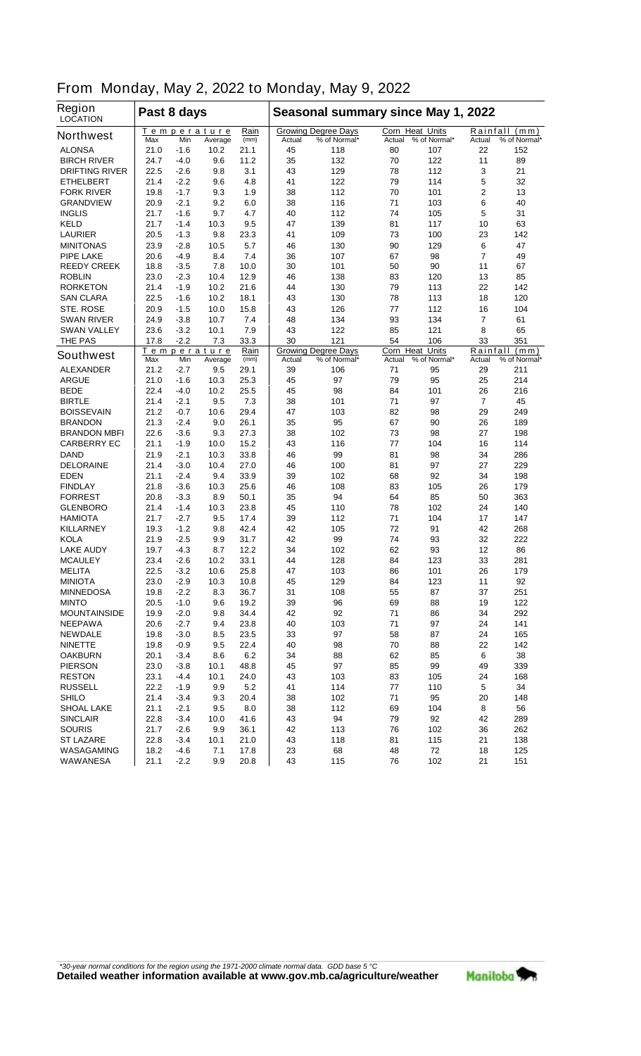# From Monday, May 2, 2022 to Monday, May 9, 2022

| Region LOCATION | Past 8 days | | | | Seasonal summary since May 1, 2022 | | | | | |
|---|---|---|---|---|---|---|---|---|---|---|
| **Northwest** | Temperature | | | Rain | Growing Degree Days | | Corn Heat Units | | Rainfall (mm) | |
| | Max | Min | Average | (mm) | Actual | % of Normal* | Actual | % of Normal* | Actual | % of Normal* |
| ALONSA | 21.0 | -1.6 | 10.2 | 21.1 | 45 | 118 | 80 | 107 | 22 | 152 |
| BIRCH RIVER | 24.7 | -4.0 | 9.6 | 11.2 | 35 | 132 | 70 | 122 | 11 | 89 |
| DRIFTING RIVER | 22.5 | -2.6 | 9.8 | 3.1 | 43 | 129 | 78 | 112 | 3 | 21 |
| ETHELBERT | 21.4 | -2.2 | 9.6 | 4.8 | 41 | 122 | 79 | 114 | 5 | 32 |
| FORK RIVER | 19.8 | -1.7 | 9.3 | 1.9 | 38 | 112 | 70 | 101 | 2 | 13 |
| GRANDVIEW | 20.9 | -2.1 | 9.2 | 6.0 | 38 | 116 | 71 | 103 | 6 | 40 |
| INGLIS | 21.7 | -1.6 | 9.7 | 4.7 | 40 | 112 | 74 | 105 | 5 | 31 |
| KELD | 21.7 | -1.4 | 10.3 | 9.5 | 47 | 139 | 81 | 117 | 10 | 63 |
| LAURIER | 20.5 | -1.3 | 9.8 | 23.3 | 41 | 109 | 73 | 100 | 23 | 142 |
| MINITONAS | 23.9 | -2.8 | 10.5 | 5.7 | 46 | 130 | 90 | 129 | 6 | 47 |
| PIPE LAKE | 20.6 | -4.9 | 8.4 | 7.4 | 36 | 107 | 67 | 98 | 7 | 49 |
| REEDY CREEK | 18.8 | -3.5 | 7.8 | 10.0 | 30 | 101 | 50 | 90 | 11 | 67 |
| ROBLIN | 23.0 | -2.3 | 10.4 | 12.9 | 46 | 138 | 83 | 120 | 13 | 85 |
| RORKETON | 21.4 | -1.9 | 10.2 | 21.6 | 44 | 130 | 79 | 113 | 22 | 142 |
| SAN CLARA | 22.5 | -1.6 | 10.2 | 18.1 | 43 | 130 | 78 | 113 | 18 | 120 |
| STE. ROSE | 20.9 | -1.5 | 10.0 | 15.8 | 43 | 126 | 77 | 112 | 16 | 104 |
| SWAN RIVER | 24.9 | -3.8 | 10.7 | 7.4 | 48 | 134 | 93 | 134 | 7 | 61 |
| SWAN VALLEY | 23.6 | -3.2 | 10.1 | 7.9 | 43 | 122 | 85 | 121 | 8 | 65 |
| THE PAS | 17.8 | -2.2 | 7.3 | 33.3 | 30 | 121 | 54 | 106 | 33 | 351 |
| **Southwest** | Temperature | | | Rain | Growing Degree Days | | Corn Heat Units | | Rainfall (mm) | |
| | Max | Min | Average | (mm) | Actual | % of Normal* | Actual | % of Normal* | Actual | % of Normal* |
| ALEXANDER | 21.2 | -2.7 | 9.5 | 29.1 | 39 | 106 | 71 | 95 | 29 | 211 |
| ARGUE | 21.0 | -1.6 | 10.3 | 25.3 | 45 | 97 | 79 | 95 | 25 | 214 |
| BEDE | 22.4 | -4.0 | 10.2 | 25.5 | 45 | 98 | 84 | 101 | 26 | 216 |
| BIRTLE | 21.4 | -2.1 | 9.5 | 7.3 | 38 | 101 | 71 | 97 | 7 | 45 |
| BOISSEVAIN | 21.2 | -0.7 | 10.6 | 29.4 | 47 | 103 | 82 | 98 | 29 | 249 |
| BRANDON | 21.3 | -2.4 | 9.0 | 26.1 | 35 | 95 | 67 | 90 | 26 | 189 |
| BRANDON MBFI | 22.6 | -3.6 | 9.3 | 27.3 | 38 | 102 | 73 | 98 | 27 | 198 |
| CARBERRY EC | 21.1 | -1.9 | 10.0 | 15.2 | 43 | 116 | 77 | 104 | 16 | 114 |
| DAND | 21.9 | -2.1 | 10.3 | 33.8 | 46 | 99 | 81 | 98 | 34 | 286 |
| DELORAINE | 21.4 | -3.0 | 10.4 | 27.0 | 46 | 100 | 81 | 97 | 27 | 229 |
| EDEN | 21.1 | -2.4 | 9.4 | 33.9 | 39 | 102 | 68 | 92 | 34 | 198 |
| FINDLAY | 21.8 | -3.6 | 10.3 | 25.6 | 46 | 108 | 83 | 105 | 26 | 179 |
| FORREST | 20.8 | -3.3 | 8.9 | 50.1 | 35 | 94 | 64 | 85 | 50 | 363 |
| GLENBORO | 21.4 | -1.4 | 10.3 | 23.8 | 45 | 110 | 78 | 102 | 24 | 140 |
| HAMIOTA | 21.7 | -2.7 | 9.5 | 17.4 | 39 | 112 | 71 | 104 | 17 | 147 |
| KILLARNEY | 19.3 | -1.2 | 9.8 | 42.4 | 42 | 105 | 72 | 91 | 42 | 268 |
| KOLA | 21.9 | -2.5 | 9.9 | 31.7 | 42 | 99 | 74 | 93 | 32 | 222 |
| LAKE AUDY | 19.7 | -4.3 | 8.7 | 12.2 | 34 | 102 | 62 | 93 | 12 | 86 |
| MCAULEY | 23.4 | -2.6 | 10.2 | 33.1 | 44 | 128 | 84 | 123 | 33 | 281 |
| MELITA | 22.5 | -3.2 | 10.6 | 25.8 | 47 | 103 | 86 | 101 | 26 | 179 |
| MINIOTA | 23.0 | -2.9 | 10.3 | 10.8 | 45 | 129 | 84 | 123 | 11 | 92 |
| MINNEDOSA | 19.8 | -2.2 | 8.3 | 36.7 | 31 | 108 | 55 | 87 | 37 | 251 |
| MINTO | 20.5 | -1.0 | 9.6 | 19.2 | 39 | 96 | 69 | 88 | 19 | 122 |
| MOUNTAINSIDE | 19.9 | -2.0 | 9.8 | 34.4 | 42 | 92 | 71 | 86 | 34 | 292 |
| NEEPAWA | 20.6 | -2.7 | 9.4 | 23.8 | 40 | 103 | 71 | 97 | 24 | 141 |
| NEWDALE | 19.8 | -3.0 | 8.5 | 23.5 | 33 | 97 | 58 | 87 | 24 | 165 |
| NINETTE | 19.8 | -0.9 | 9.5 | 22.4 | 40 | 98 | 70 | 88 | 22 | 142 |
| OAKBURN | 20.1 | -3.4 | 8.6 | 6.2 | 34 | 88 | 62 | 85 | 6 | 38 |
| PIERSON | 23.0 | -3.8 | 10.1 | 48.8 | 45 | 97 | 85 | 99 | 49 | 339 |
| RESTON | 23.1 | -4.4 | 10.1 | 24.0 | 43 | 103 | 83 | 105 | 24 | 168 |
| RUSSELL | 22.2 | -1.9 | 9.9 | 5.2 | 41 | 114 | 77 | 110 | 5 | 34 |
| SHILO | 21.4 | -3.4 | 9.3 | 20.4 | 38 | 102 | 71 | 95 | 20 | 148 |
| SHOAL LAKE | 21.1 | -2.1 | 9.5 | 8.0 | 38 | 112 | 69 | 104 | 8 | 56 |
| SINCLAIR | 22.8 | -3.4 | 10.0 | 41.6 | 43 | 94 | 79 | 92 | 42 | 289 |
| SOURIS | 21.7 | -2.6 | 9.9 | 36.1 | 42 | 113 | 76 | 102 | 36 | 262 |
| ST LAZARE | 22.8 | -3.4 | 10.1 | 21.0 | 43 | 118 | 81 | 115 | 21 | 138 |
| WASAGAMING | 18.2 | -4.6 | 7.1 | 17.8 | 23 | 68 | 48 | 72 | 18 | 125 |
| WAWANESA | 21.1 | -2.2 | 9.9 | 20.8 | 43 | 115 | 76 | 102 | 21 | 151 |

*30-year normal conditions for the region using the 1971-2000 climate normal data. GDD base 5 °C

**Detailed weather information available at www.gov.mb.ca/agriculture/weather**